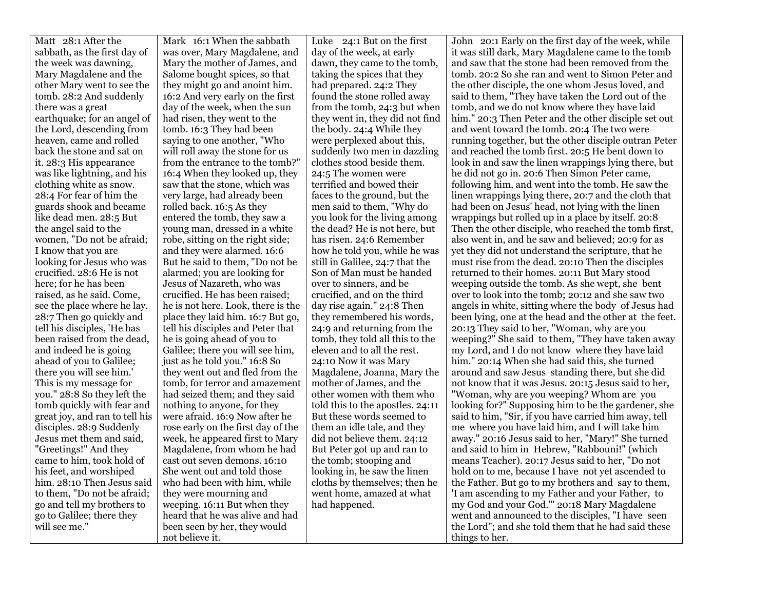| Matt | Mark | Luke | John |
|---|---|---|---|
| 28:1 After the sabbath, as the first day of the week was dawning, Mary Magdalene and the other Mary went to see the tomb. 28:2 And suddenly there was a great earthquake; for an angel of the Lord, descending from heaven, came and rolled back the stone and sat on it. 28:3 His appearance was like lightning, and his clothing white as snow. 28:4 For fear of him the guards shook and became like dead men. 28:5 But the angel said to the women, "Do not be afraid; I know that you are looking for Jesus who was crucified. 28:6 He is not here; for he has been raised, as he said. Come, see the place where he lay. 28:7 Then go quickly and tell his disciples, 'He has been raised from the dead, and indeed he is going ahead of you to Galilee; there you will see him.' This is my message for you." 28:8 So they left the tomb quickly with fear and great joy, and ran to tell his disciples. 28:9 Suddenly Jesus met them and said, "Greetings!" And they came to him, took hold of his feet, and worshiped him. 28:10 Then Jesus said to them, "Do not be afraid; go and tell my brothers to go to Galilee; there they will see me." | 16:1 When the sabbath was over, Mary Magdalene, and Mary the mother of James, and Salome bought spices, so that they might go and anoint him. 16:2 And very early on the first day of the week, when the sun had risen, they went to the tomb. 16:3 They had been saying to one another, "Who will roll away the stone for us from the entrance to the tomb?" 16:4 When they looked up, they saw that the stone, which was very large, had already been rolled back. 16:5 As they entered the tomb, they saw a young man, dressed in a white robe, sitting on the right side; and they were alarmed. 16:6 But he said to them, "Do not be alarmed; you are looking for Jesus of Nazareth, who was crucified. He has been raised; he is not here. Look, there is the place they laid him. 16:7 But go, tell his disciples and Peter that he is going ahead of you to Galilee; there you will see him, just as he told you." 16:8 So they went out and fled from the tomb, for terror and amazement had seized them; and they said nothing to anyone, for they were afraid. 16:9 Now after he rose early on the first day of the week, he appeared first to Mary Magdalene, from whom he had cast out seven demons. 16:10 She went out and told those who had been with him, while they were mourning and weeping. 16:11 But when they heard that he was alive and had been seen by her, they would not believe it. | 24:1 But on the first day of the week, at early dawn, they came to the tomb, taking the spices that they had prepared. 24:2 They found the stone rolled away from the tomb, 24:3 but when they went in, they did not find the body. 24:4 While they were perplexed about this, suddenly two men in dazzling clothes stood beside them. 24:5 The women were terrified and bowed their faces to the ground, but the men said to them, "Why do you look for the living among the dead? He is not here, but has risen. 24:6 Remember how he told you, while he was still in Galilee, 24:7 that the Son of Man must be handed over to sinners, and be crucified, and on the third day rise again." 24:8 Then they remembered his words, 24:9 and returning from the tomb, they told all this to the eleven and to all the rest. 24:10 Now it was Mary Magdalene, Joanna, Mary the mother of James, and the other women with them who told this to the apostles. 24:11 But these words seemed to them an idle tale, and they did not believe them. 24:12 But Peter got up and ran to the tomb; stooping and looking in, he saw the linen cloths by themselves; then he went home, amazed at what had happened. | 20:1 Early on the first day of the week, while it was still dark, Mary Magdalene came to the tomb and saw that the stone had been removed from the tomb. 20:2 So she ran and went to Simon Peter and the other disciple, the one whom Jesus loved, and said to them, "They have taken the Lord out of the tomb, and we do not know where they have laid him." 20:3 Then Peter and the other disciple set out and went toward the tomb. 20:4 The two were running together, but the other disciple outran Peter and reached the tomb first. 20:5 He bent down to look in and saw the linen wrappings lying there, but he did not go in. 20:6 Then Simon Peter came, following him, and went into the tomb. He saw the linen wrappings lying there, 20:7 and the cloth that had been on Jesus' head, not lying with the linen wrappings but rolled up in a place by itself. 20:8 Then the other disciple, who reached the tomb first, also went in, and he saw and believed; 20:9 for as yet they did not understand the scripture, that he must rise from the dead. 20:10 Then the disciples returned to their homes. 20:11 But Mary stood weeping outside the tomb. As she wept, she bent over to look into the tomb; 20:12 and she saw two angels in white, sitting where the body of Jesus had been lying, one at the head and the other at the feet. 20:13 They said to her, "Woman, why are you weeping?" She said to them, "They have taken away my Lord, and I do not know where they have laid him." 20:14 When she had said this, she turned around and saw Jesus standing there, but she did not know that it was Jesus. 20:15 Jesus said to her, "Woman, why are you weeping? Whom are you looking for?" Supposing him to be the gardener, she said to him, "Sir, if you have carried him away, tell me where you have laid him, and I will take him away." 20:16 Jesus said to her, "Mary!" She turned and said to him in Hebrew, "Rabbouni!" (which means Teacher). 20:17 Jesus said to her, "Do not hold on to me, because I have not yet ascended to the Father. But go to my brothers and say to them, 'I am ascending to my Father and your Father, to my God and your God.'" 20:18 Mary Magdalene went and announced to the disciples, "I have seen the Lord"; and she told them that he had said these things to her. |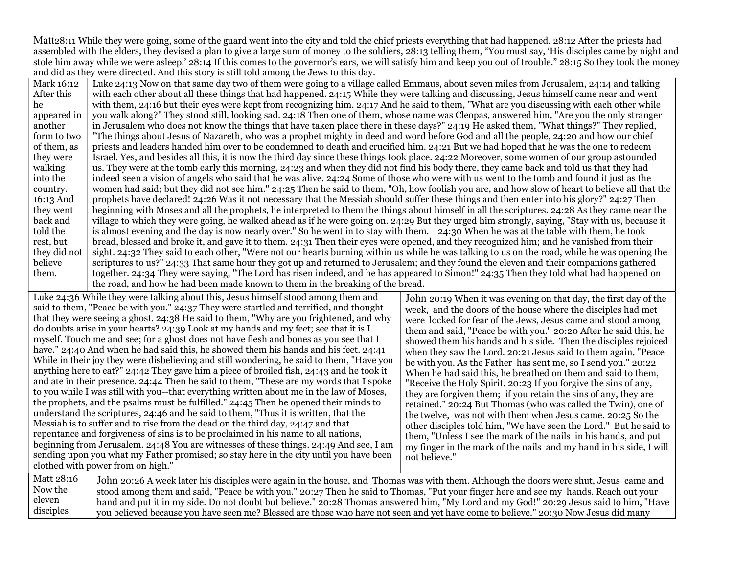Matt28:11 While they were going, some of the guard went into the city and told the chief priests everything that had happened. 28:12 After the priests had assembled with the elders, they devised a plan to give a large sum of money to the soldiers, 28:13 telling them, "You must say, 'His disciples came by night and stole him away while we were asleep.' 28:14 If this comes to the governor's ears, we will satisfy him and keep you out of trouble." 28:15 So they took the money and did as they were directed. And this story is still told among the Jews to this day.

| Mark | Luke |
|---|---|
| Mark 16:12 After this he appeared in another form to two of them, as they were walking into the country. 16:13 And they went back and told the rest, but they did not believe them. | Luke 24:13 Now on that same day two of them were going to a village called Emmaus, about seven miles from Jerusalem, 24:14 and talking with each other about all these things that had happened. 24:15 While they were talking and discussing, Jesus himself came near and went with them, 24:16 but their eyes were kept from recognizing him. 24:17 And he said to them, "What are you discussing with each other while you walk along?" They stood still, looking sad. 24:18 Then one of them, whose name was Cleopas, answered him, "Are you the only stranger in Jerusalem who does not know the things that have taken place there in these days?" 24:19 He asked them, "What things?" They replied, "The things about Jesus of Nazareth, who was a prophet mighty in deed and word before God and all the people, 24:20 and how our chief priests and leaders handed him over to be condemned to death and crucified him. 24:21 But we had hoped that he was the one to redeem Israel. Yes, and besides all this, it is now the third day since these things took place. 24:22 Moreover, some women of our group astounded us. They were at the tomb early this morning, 24:23 and when they did not find his body there, they came back and told us that they had indeed seen a vision of angels who said that he was alive. 24:24 Some of those who were with us went to the tomb and found it just as the women had said; but they did not see him." 24:25 Then he said to them, "Oh, how foolish you are, and how slow of heart to believe all that the prophets have declared! 24:26 Was it not necessary that the Messiah should suffer these things and then enter into his glory?" 24:27 Then beginning with Moses and all the prophets, he interpreted to them the things about himself in all the scriptures. 24:28 As they came near the village to which they were going, he walked ahead as if he were going on. 24:29 But they urged him strongly, saying, "Stay with us, because it is almost evening and the day is now nearly over." So he went in to stay with them. 24:30 When he was at the table with them, he took bread, blessed and broke it, and gave it to them. 24:31 Then their eyes were opened, and they recognized him; and he vanished from their sight. 24:32 They said to each other, "Were not our hearts burning within us while he was talking to us on the road, while he was opening the scriptures to us?" 24:33 That same hour they got up and returned to Jerusalem; and they found the eleven and their companions gathered together. 24:34 They were saying, "The Lord has risen indeed, and he has appeared to Simon!" 24:35 Then they told what had happened on the road, and how he had been made known to them in the breaking of the bread. |

| Luke | John |
|---|---|
| Luke 24:36 While they were talking about this, Jesus himself stood among them and said to them, "Peace be with you." 24:37 They were startled and terrified, and thought that they were seeing a ghost. 24:38 He said to them, "Why are you frightened, and why do doubts arise in your hearts? 24:39 Look at my hands and my feet; see that it is I myself. Touch me and see; for a ghost does not have flesh and bones as you see that I have." 24:40 And when he had said this, he showed them his hands and his feet. 24:41 While in their joy they were disbelieving and still wondering, he said to them, "Have you anything here to eat?" 24:42 They gave him a piece of broiled fish, 24:43 and he took it and ate in their presence. 24:44 Then he said to them, "These are my words that I spoke to you while I was still with you--that everything written about me in the law of Moses, the prophets, and the psalms must be fulfilled." 24:45 Then he opened their minds to understand the scriptures, 24:46 and he said to them, "Thus it is written, that the Messiah is to suffer and to rise from the dead on the third day, 24:47 and that repentance and forgiveness of sins is to be proclaimed in his name to all nations, beginning from Jerusalem. 24:48 You are witnesses of these things. 24:49 And see, I am sending upon you what my Father promised; so stay here in the city until you have been clothed with power from on high." | John 20:19 When it was evening on that day, the first day of the week, and the doors of the house where the disciples had met were locked for fear of the Jews, Jesus came and stood among them and said, "Peace be with you." 20:20 After he said this, he showed them his hands and his side. Then the disciples rejoiced when they saw the Lord. 20:21 Jesus said to them again, "Peace be with you. As the Father has sent me, so I send you." 20:22 When he had said this, he breathed on them and said to them, "Receive the Holy Spirit. 20:23 If you forgive the sins of any, they are forgiven them; if you retain the sins of any, they are retained." 20:24 But Thomas (who was called the Twin), one of the twelve, was not with them when Jesus came. 20:25 So the other disciples told him, "We have seen the Lord." But he said to them, "Unless I see the mark of the nails in his hands, and put my finger in the mark of the nails and my hand in his side, I will not believe." |

| Matthew | John |
|---|---|
| Matt 28:16 Now the eleven disciples | John 20:26 A week later his disciples were again in the house, and Thomas was with them. Although the doors were shut, Jesus came and stood among them and said, "Peace be with you." 20:27 Then he said to Thomas, "Put your finger here and see my hands. Reach out your hand and put it in my side. Do not doubt but believe." 20:28 Thomas answered him, "My Lord and my God!" 20:29 Jesus said to him, "Have you believed because you have seen me? Blessed are those who have not seen and yet have come to believe." 20:30 Now Jesus did many |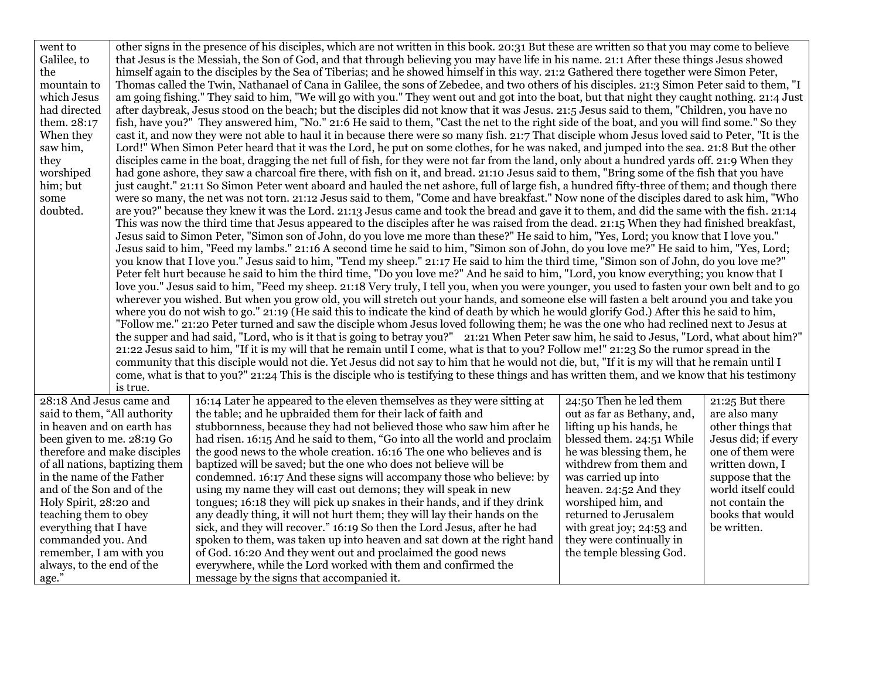| | | | | |
|---|---|---|---|---|
| went to Galilee, to the mountain to which Jesus had directed them. 28:17 When they saw him, they worshiped him; but some doubted. | other signs in the presence of his disciples, which are not written in this book. 20:31 But these are written so that you may come to believe that Jesus is the Messiah, the Son of God, and that through believing you may have life in his name. 21:1 After these things Jesus showed himself again to the disciples by the Sea of Tiberias; and he showed himself in this way. 21:2 Gathered there together were Simon Peter, Thomas called the Twin, Nathanael of Cana in Galilee, the sons of Zebedee, and two others of his disciples. 21:3 Simon Peter said to them, "I am going fishing." They said to him, "We will go with you." They went out and got into the boat, but that night they caught nothing. 21:4 Just after daybreak, Jesus stood on the beach; but the disciples did not know that it was Jesus. 21:5 Jesus said to them, "Children, you have no fish, have you?" They answered him, "No." 21:6 He said to them, "Cast the net to the right side of the boat, and you will find some." So they cast it, and now they were not able to haul it in because there were so many fish. 21:7 That disciple whom Jesus loved said to Peter, "It is the Lord!" When Simon Peter heard that it was the Lord, he put on some clothes, for he was naked, and jumped into the sea. 21:8 But the other disciples came in the boat, dragging the net full of fish, for they were not far from the land, only about a hundred yards off. 21:9 When they had gone ashore, they saw a charcoal fire there, with fish on it, and bread. 21:10 Jesus said to them, "Bring some of the fish that you have just caught." 21:11 So Simon Peter went aboard and hauled the net ashore, full of large fish, a hundred fifty-three of them; and though there were so many, the net was not torn. 21:12 Jesus said to them, "Come and have breakfast." Now none of the disciples dared to ask him, "Who are you?" because they knew it was the Lord. 21:13 Jesus came and took the bread and gave it to them, and did the same with the fish. 21:14 This was now the third time that Jesus appeared to the disciples after he was raised from the dead. 21:15 When they had finished breakfast, Jesus said to Simon Peter, "Simon son of John, do you love me more than these?" He said to him, "Yes, Lord; you know that I love you." Jesus said to him, "Feed my lambs." 21:16 A second time he said to him, "Simon son of John, do you love me?" He said to him, "Yes, Lord; you know that I love you." Jesus said to him, "Tend my sheep." 21:17 He said to him the third time, "Simon son of John, do you love me?" Peter felt hurt because he said to him the third time, "Do you love me?" And he said to him, "Lord, you know everything; you know that I love you." Jesus said to him, "Feed my sheep. 21:18 Very truly, I tell you, when you were younger, you used to fasten your own belt and to go wherever you wished. But when you grow old, you will stretch out your hands, and someone else will fasten a belt around you and take you where you do not wish to go." 21:19 (He said this to indicate the kind of death by which he would glorify God.) After this he said to him, "Follow me." 21:20 Peter turned and saw the disciple whom Jesus loved following them; he was the one who had reclined next to Jesus at the supper and had said, "Lord, who is it that is going to betray you?" 21:21 When Peter saw him, he said to Jesus, "Lord, what about him?" 21:22 Jesus said to him, "If it is my will that he remain until I come, what is that to you? Follow me!" 21:23 So the rumor spread in the community that this disciple would not die. Yet Jesus did not say to him that he would not die, but, "If it is my will that he remain until I come, what is that to you?" 21:24 This is the disciple who is testifying to these things and has written them, and we know that his testimony is true. | | | |
| 28:18 And Jesus came and said to them, "All authority in heaven and on earth has been given to me. 28:19 Go therefore and make disciples of all nations, baptizing them in the name of the Father and of the Son and of the Holy Spirit, 28:20 and teaching them to obey everything that I have commanded you. And remember, I am with you always, to the end of the age." | 16:14 Later he appeared to the eleven themselves as they were sitting at the table; and he upbraided them for their lack of faith and stubbornness, because they had not believed those who saw him after he had risen. 16:15 And he said to them, "Go into all the world and proclaim the good news to the whole creation. 16:16 The one who believes and is baptized will be saved; but the one who does not believe will be condemned. 16:17 And these signs will accompany those who believe: by using my name they will cast out demons; they will speak in new tongues; 16:18 they will pick up snakes in their hands, and if they drink any deadly thing, it will not hurt them; they will lay their hands on the sick, and they will recover." 16:19 So then the Lord Jesus, after he had spoken to them, was taken up into heaven and sat down at the right hand of God. 16:20 And they went out and proclaimed the good news everywhere, while the Lord worked with them and confirmed the message by the signs that accompanied it. | 24:50 Then he led them out as far as Bethany, and, lifting up his hands, he blessed them. 24:51 While he was blessing them, he withdrew from them and was carried up into heaven. 24:52 And they worshiped him, and returned to Jerusalem with great joy; 24:53 and they were continually in the temple blessing God. | 21:25 But there are also many other things that Jesus did; if every one of them were written down, I suppose that the world itself could not contain the books that would be written. | |